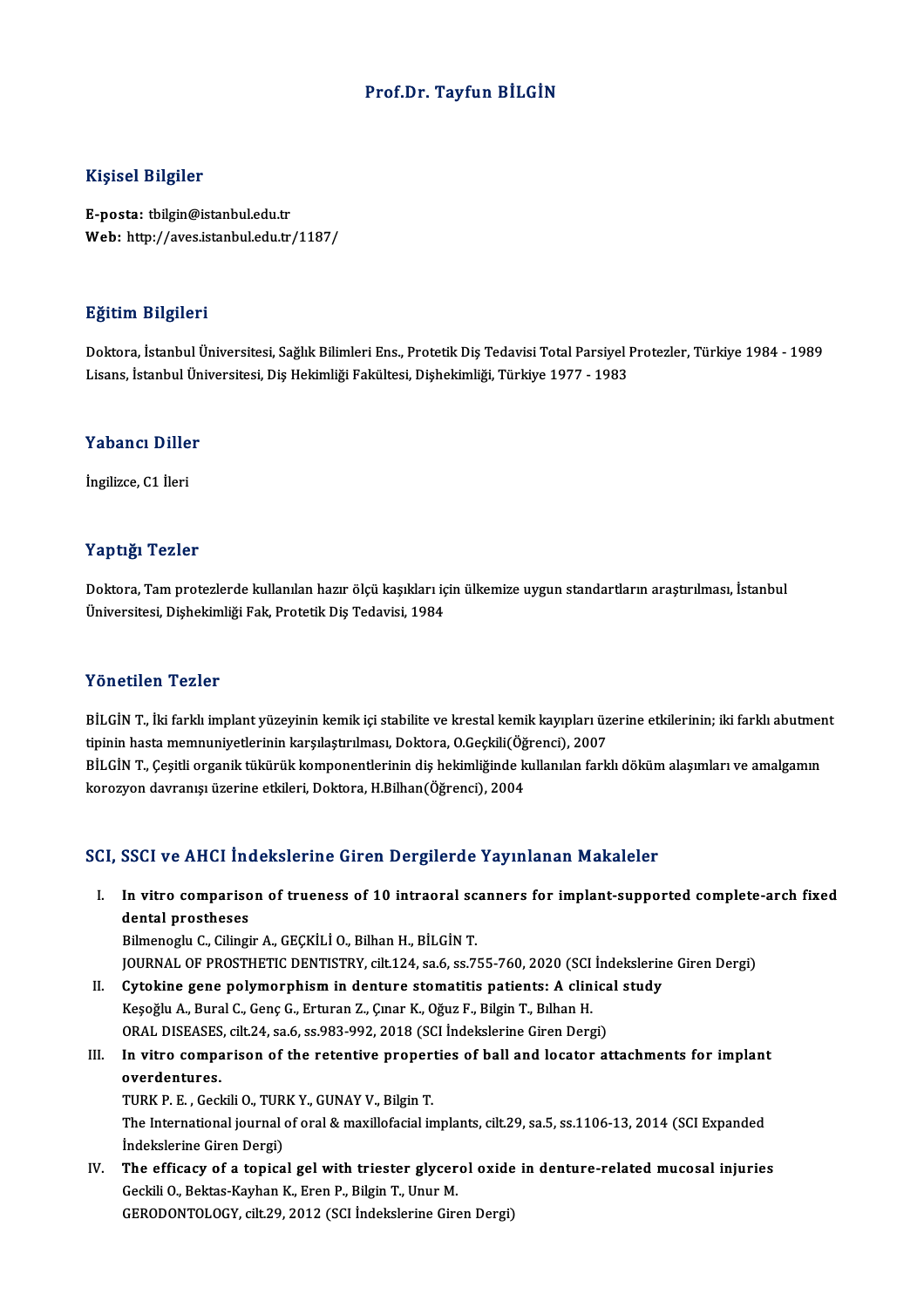# Prof.Dr. Tayfun BİLGİN

## Kişisel Bilgiler

**E-posta:** tbilgin@istanbul.edu.tr
**Web:** http://aves.istanbul.edu.tr/1187/

## Eğitim Bilgileri

Doktora, İstanbul Üniversitesi, Sağlık Bilimleri Ens., Protetik Diş Tedavisi Total Parsiyel Protezler, Türkiye 1984 - 1989
Lisans, İstanbul Üniversitesi, Diş Hekimliği Fakültesi, Dişhekimliği, Türkiye 1977 - 1983

## Yabancı Diller

İngilizce, C1 İleri

## Yaptığı Tezler

Doktora, Tam protezlerde kullanılan hazır ölçü kaşıkları için ülkemize uygun standartların araştırılması, İstanbul Üniversitesi, Dişhekimliği Fak, Protetik Diş Tedavisi, 1984

## Yönetilen Tezler

BİLGİN T., İki farklı implant yüzeyinin kemik içi stabilite ve krestal kemik kayıpları üzerine etkilerinin; iki farklı abutment tipinin hasta memnuniyetlerinin karşılaştırılması, Doktora, O.Geçkili(Öğrenci), 2007
BİLGİN T., Çeşitli organik tükürük komponentlerinin diş hekimliğinde kullanılan farklı döküm alaşımları ve amalgamın korozyon davranışı üzerine etkileri, Doktora, H.Bilhan(Öğrenci), 2004

## SCI, SSCI ve AHCI İndekslerine Giren Dergilerde Yayınlanan Makaleler

I. **In vitro comparison of trueness of 10 intraoral scanners for implant-supported complete-arch fixed dental prostheses**
Bilmenoglu C., Cilingir A., GEÇKİLİ O., Bilhan H., BİLGİN T.
JOURNAL OF PROSTHETIC DENTISTRY, cilt.124, sa.6, ss.755-760, 2020 (SCI İndekslerine Giren Dergi)

II. **Cytokine gene polymorphism in denture stomatitis patients: A clinical study**
Keşoğlu A., Bural C., Genç G., Erturan Z., Çınar K., Oğuz F., Bilgin T., Bılhan H.
ORAL DISEASES, cilt.24, sa.6, ss.983-992, 2018 (SCI İndekslerine Giren Dergi)

III. **In vitro comparison of the retentive properties of ball and locator attachments for implant overdentures.**
TURK P. E. , Geckili O., TURK Y., GUNAY V., Bilgin T.
The International journal of oral & maxillofacial implants, cilt.29, sa.5, ss.1106-13, 2014 (SCI Expanded İndekslerine Giren Dergi)

IV. **The efficacy of a topical gel with triester glycerol oxide in denture-related mucosal injuries**
Geckili O., Bektas-Kayhan K., Eren P., Bilgin T., Unur M.
GERODONTOLOGY, cilt.29, 2012 (SCI İndekslerine Giren Dergi)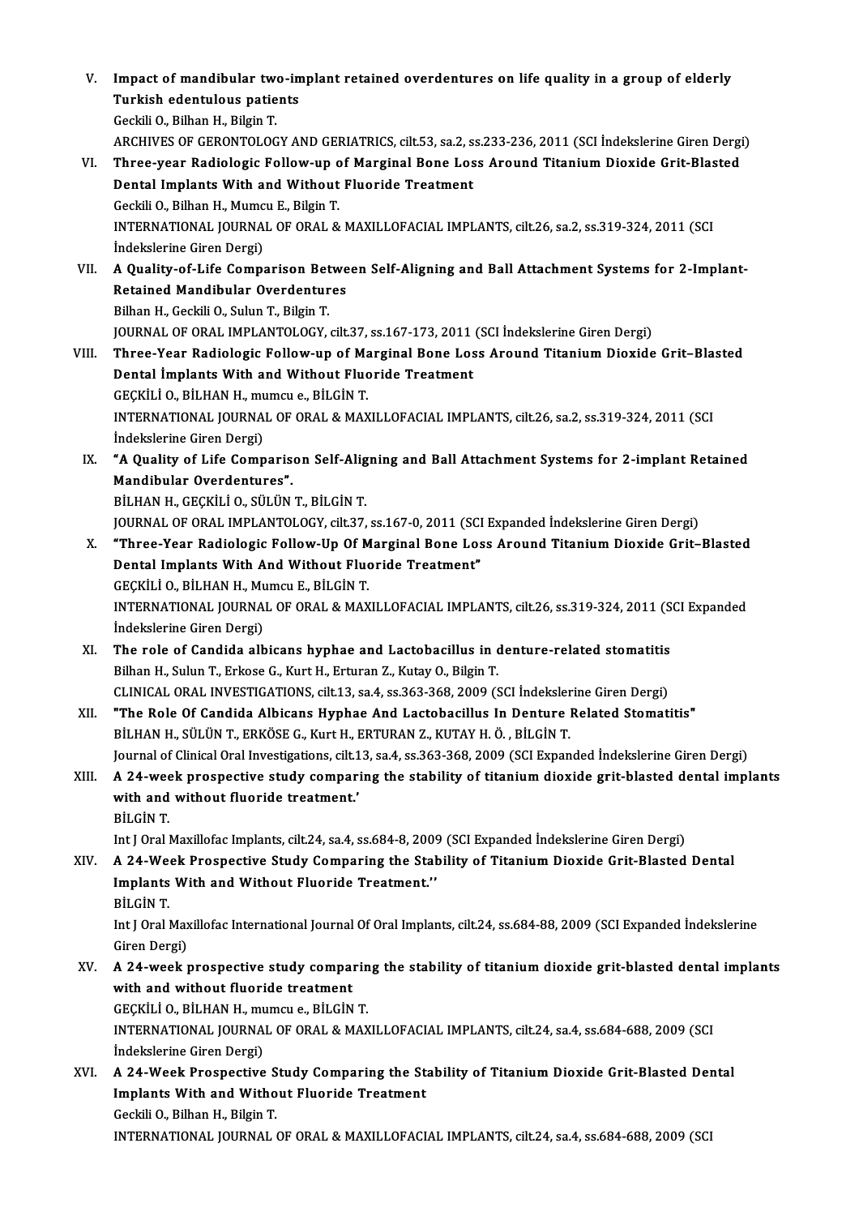V. **Impact of mandibular two-implant retained overdentures on life quality in a group of elderly Turkish edentulous patients**
Geckili O., Bilhan H., Bilgin T.
ARCHIVES OF GERONTOLOGY AND GERIATRICS, cilt.53, sa.2, ss.233-236, 2011 (SCI İndekslerine Giren Dergi)

VI. **Three-year Radiologic Follow-up of Marginal Bone Loss Around Titanium Dioxide Grit-Blasted Dental Implants With and Without Fluoride Treatment**
Geckili O., Bilhan H., Mumcu E., Bilgin T.
INTERNATIONAL JOURNAL OF ORAL & MAXILLOFACIAL IMPLANTS, cilt.26, sa.2, ss.319-324, 2011 (SCI İndekslerine Giren Dergi)

VII. **A Quality-of-Life Comparison Between Self-Aligning and Ball Attachment Systems for 2-Implant-Retained Mandibular Overdentures**
Bilhan H., Geckili O., Sulun T., Bilgin T.
JOURNAL OF ORAL IMPLANTOLOGY, cilt.37, ss.167-173, 2011 (SCI İndekslerine Giren Dergi)

VIII. **Three-Year Radiologic Follow-up of Marginal Bone Loss Around Titanium Dioxide Grit–Blasted Dental İmplants With and Without Fluoride Treatment**
GEÇKİLİ O., BİLHAN H., mumcu e., BİLGİN T.
INTERNATIONAL JOURNAL OF ORAL & MAXILLOFACIAL IMPLANTS, cilt.26, sa.2, ss.319-324, 2011 (SCI İndekslerine Giren Dergi)

IX. **"A Quality of Life Comparison Self-Aligning and Ball Attachment Systems for 2-implant Retained Mandibular Overdentures".**
BİLHAN H., GEÇKİLİ O., SÜLÜN T., BİLGİN T.
JOURNAL OF ORAL IMPLANTOLOGY, cilt.37, ss.167-0, 2011 (SCI Expanded İndekslerine Giren Dergi)

X. **"Three-Year Radiologic Follow-Up Of Marginal Bone Loss Around Titanium Dioxide Grit–Blasted Dental Implants With And Without Fluoride Treatment"**
GEÇKİLİ O., BİLHAN H., Mumcu E., BİLGİN T.
INTERNATIONAL JOURNAL OF ORAL & MAXILLOFACIAL IMPLANTS, cilt.26, ss.319-324, 2011 (SCI Expanded İndekslerine Giren Dergi)

XI. **The role of Candida albicans hyphae and Lactobacillus in denture-related stomatitis**
Bilhan H., Sulun T., Erkose G., Kurt H., Erturan Z., Kutay O., Bilgin T.
CLINICAL ORAL INVESTIGATIONS, cilt.13, sa.4, ss.363-368, 2009 (SCI İndekslerine Giren Dergi)

XII. **"The Role Of Candida Albicans Hyphae And Lactobacillus In Denture Related Stomatitis"**
BİLHAN H., SÜLÜN T., ERKÖSE G., Kurt H., ERTURAN Z., KUTAY H. Ö. , BİLGİN T.
Journal of Clinical Oral Investigations, cilt.13, sa.4, ss.363-368, 2009 (SCI Expanded İndekslerine Giren Dergi)

XIII. **A 24-week prospective study comparing the stability of titanium dioxide grit-blasted dental implants with and without fluoride treatment.'**
BİLGİN T.
Int J Oral Maxillofac Implants, cilt.24, sa.4, ss.684-8, 2009 (SCI Expanded İndekslerine Giren Dergi)

XIV. **A 24-Week Prospective Study Comparing the Stability of Titanium Dioxide Grit-Blasted Dental Implants With and Without Fluoride Treatment.''**
BİLGİN T.
Int J Oral Maxillofac International Journal Of Oral Implants, cilt.24, ss.684-88, 2009 (SCI Expanded İndekslerine Giren Dergi)

XV. **A 24-week prospective study comparing the stability of titanium dioxide grit-blasted dental implants with and without fluoride treatment**
GEÇKİLİ O., BİLHAN H., mumcu e., BİLGİN T.
INTERNATIONAL JOURNAL OF ORAL & MAXILLOFACIAL IMPLANTS, cilt.24, sa.4, ss.684-688, 2009 (SCI İndekslerine Giren Dergi)

XVI. **A 24-Week Prospective Study Comparing the Stability of Titanium Dioxide Grit-Blasted Dental Implants With and Without Fluoride Treatment**
Geckili O., Bilhan H., Bilgin T.
INTERNATIONAL JOURNAL OF ORAL & MAXILLOFACIAL IMPLANTS, cilt.24, sa.4, ss.684-688, 2009 (SCI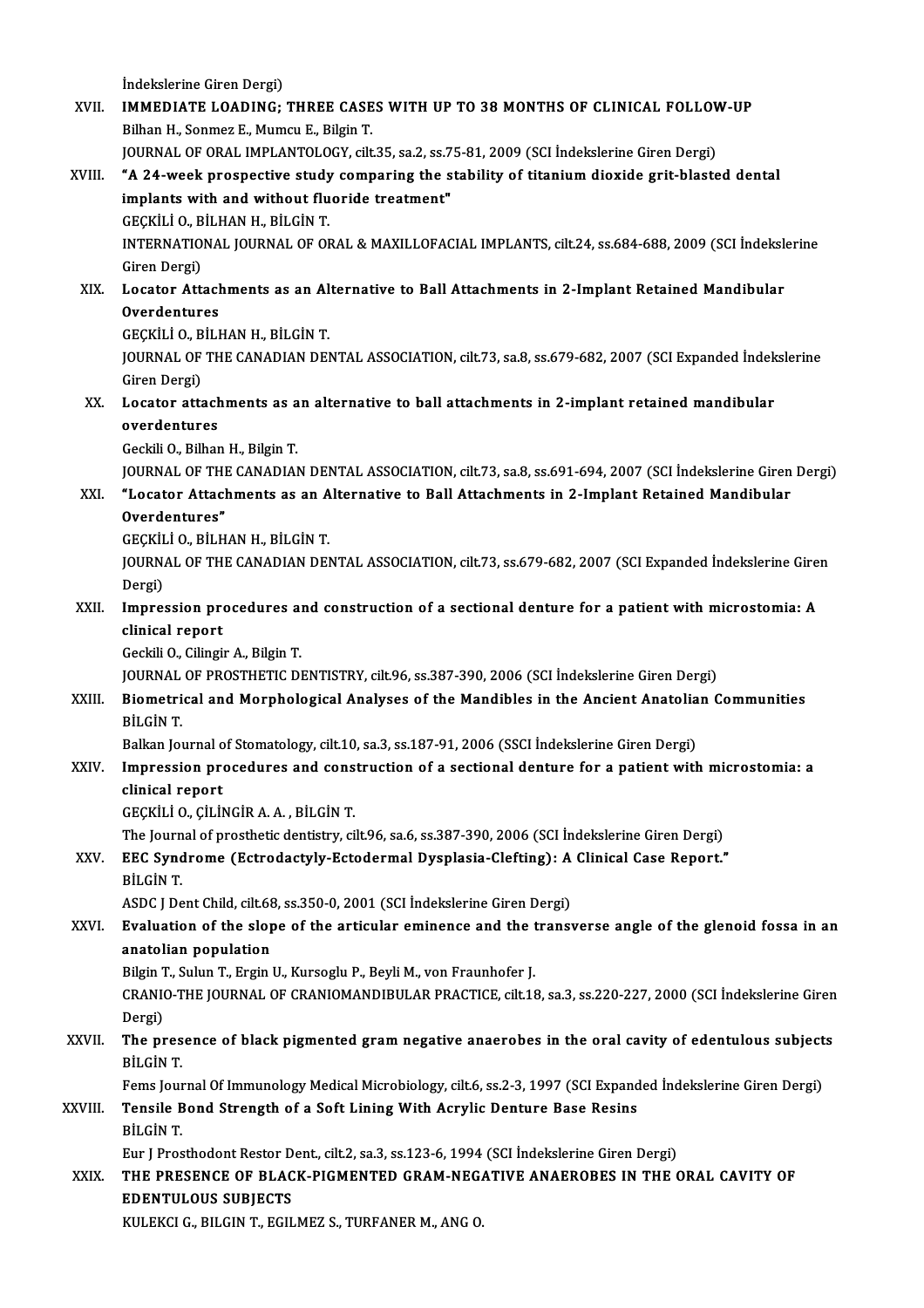İndekslerine Giren Dergi)

XVII. **IMMEDIATE LOADING; THREE CASES WITH UP TO 38 MONTHS OF CLINICAL FOLLOW-UP**
Bilhan H., Sonmez E., Mumcu E., Bilgin T.
JOURNAL OF ORAL IMPLANTOLOGY, cilt.35, sa.2, ss.75-81, 2009 (SCI İndekslerine Giren Dergi)

XVIII. **"A 24-week prospective study comparing the stability of titanium dioxide grit-blasted dental implants with and without fluoride treatment"**
GEÇKİLİ O., BİLHAN H., BİLGİN T.
INTERNATIONAL JOURNAL OF ORAL & MAXILLOFACIAL IMPLANTS, cilt.24, ss.684-688, 2009 (SCI İndekslerine Giren Dergi)

XIX. **Locator Attachments as an Alternative to Ball Attachments in 2-Implant Retained Mandibular Overdentures**
GEÇKİLİ O., BİLHAN H., BİLGİN T.
JOURNAL OF THE CANADIAN DENTAL ASSOCIATION, cilt.73, sa.8, ss.679-682, 2007 (SCI Expanded İndekslerine Giren Dergi)

XX. **Locator attachments as an alternative to ball attachments in 2-implant retained mandibular overdentures**
Geckili O., Bilhan H., Bilgin T.
JOURNAL OF THE CANADIAN DENTAL ASSOCIATION, cilt.73, sa.8, ss.691-694, 2007 (SCI İndekslerine Giren Dergi)

XXI. **"Locator Attachments as an Alternative to Ball Attachments in 2-Implant Retained Mandibular Overdentures"**
GEÇKİLİ O., BİLHAN H., BİLGİN T.
JOURNAL OF THE CANADIAN DENTAL ASSOCIATION, cilt.73, ss.679-682, 2007 (SCI Expanded İndekslerine Giren Dergi)

XXII. **Impression procedures and construction of a sectional denture for a patient with microstomia: A clinical report**
Geckili O., Cilingir A., Bilgin T.
JOURNAL OF PROSTHETIC DENTISTRY, cilt.96, ss.387-390, 2006 (SCI İndekslerine Giren Dergi)

XXIII. **Biometrical and Morphological Analyses of the Mandibles in the Ancient Anatolian Communities**
BİLGİN T.
Balkan Journal of Stomatology, cilt.10, sa.3, ss.187-91, 2006 (SSCI İndekslerine Giren Dergi)

XXIV. **Impression procedures and construction of a sectional denture for a patient with microstomia: a clinical report**
GEÇKİLİ O., ÇİLİNGİR A. A. , BİLGİN T.
The Journal of prosthetic dentistry, cilt.96, sa.6, ss.387-390, 2006 (SCI İndekslerine Giren Dergi)

XXV. **EEC Syndrome (Ectrodactyly-Ectodermal Dysplasia-Clefting): A Clinical Case Report."**
BİLGİN T.
ASDC J Dent Child, cilt.68, ss.350-0, 2001 (SCI İndekslerine Giren Dergi)

XXVI. **Evaluation of the slope of the articular eminence and the transverse angle of the glenoid fossa in an anatolian population**
Bilgin T., Sulun T., Ergin U., Kursoglu P., Beyli M., von Fraunhofer J.
CRANIO-THE JOURNAL OF CRANIOMANDIBULAR PRACTICE, cilt.18, sa.3, ss.220-227, 2000 (SCI İndekslerine Giren Dergi)

XXVII. **The presence of black pigmented gram negative anaerobes in the oral cavity of edentulous subjects**
BİLGİN T.
Fems Journal Of Immunology Medical Microbiology, cilt.6, ss.2-3, 1997 (SCI Expanded İndekslerine Giren Dergi)

XXVIII. **Tensile Bond Strength of a Soft Lining With Acrylic Denture Base Resins**
BİLGİN T.
Eur J Prosthodont Restor Dent., cilt.2, sa.3, ss.123-6, 1994 (SCI İndekslerine Giren Dergi)

XXIX. **THE PRESENCE OF BLACK-PIGMENTED GRAM-NEGATIVE ANAEROBES IN THE ORAL CAVITY OF EDENTULOUS SUBJECTS**
KULEKCI G., BILGIN T., EGILMEZ S., TURFANER M., ANG O.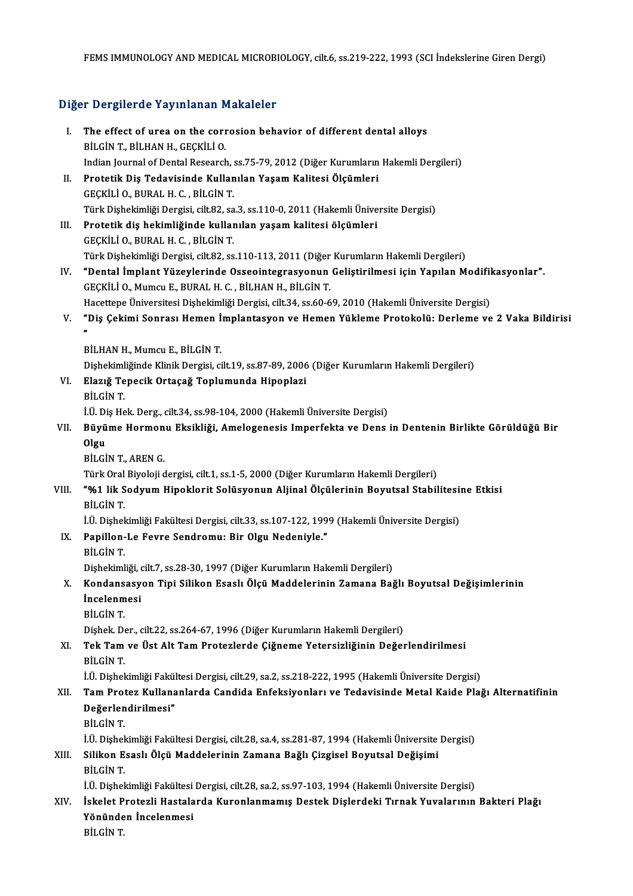FEMS IMMUNOLOGY AND MEDICAL MICROBIOLOGY, cilt.6, ss.219-222, 1993 (SCI İndekslerine Giren Dergi)

## Diğer Dergilerde Yayınlanan Makaleler

I. **The effect of urea on the corrosion behavior of different dental alloys**
BİLGİN T., BİLHAN H., GEÇKİLİ O.
Indian Journal of Dental Research, ss.75-79, 2012 (Diğer Kurumların Hakemli Dergileri)

II. **Protetik Diş Tedavisinde Kullanılan Yaşam Kalitesi Ölçümleri**
GEÇKİLİ O., BURAL H. C. , BİLGİN T.
Türk Dişhekimliği Dergisi, cilt.82, sa.3, ss.110-0, 2011 (Hakemli Üniversite Dergisi)

III. **Protetik diş hekimliğinde kullanılan yaşam kalitesi ölçümleri**
GEÇKİLİ O., BURAL H. C. , BİLGİN T.
Türk Dişhekimliği Dergisi, cilt.82, ss.110-113, 2011 (Diğer Kurumların Hakemli Dergileri)

IV. **"Dental İmplant Yüzeylerinde Osseointegrasyonun Geliştirilmesi için Yapılan Modifikasyonlar".**
GEÇKİLİ O., Mumcu E., BURAL H. C. , BİLHAN H., BİLGİN T.
Hacettepe Üniversitesi Dişhekimliği Dergisi, cilt.34, ss.60-69, 2010 (Hakemli Üniversite Dergisi)

V. **"Diş Çekimi Sonrası Hemen İmplantasyon ve Hemen Yükleme Protokolü: Derleme ve 2 Vaka Bildirisi "**
BİLHAN H., Mumcu E., BİLGİN T.
Dişhekimliğinde Klinik Dergisi, cilt.19, ss.87-89, 2006 (Diğer Kurumların Hakemli Dergileri)

VI. **Elazığ Tepecik Ortaçağ Toplumunda Hipoplazi**
BİLGİN T.
İ.Ü. Diş Hek. Derg., cilt.34, ss.98-104, 2000 (Hakemli Üniversite Dergisi)

VII. **Büyüme Hormonu Eksikliği, Amelogenesis Imperfekta ve Dens in Dentenin Birlikte Görüldüğü Bir Olgu**
BİLGİN T., AREN G.
Türk Oral Biyoloji dergisi, cilt.1, ss.1-5, 2000 (Diğer Kurumların Hakemli Dergileri)

VIII. **"%1 lik Sodyum Hipoklorit Solüsyonun Aljinal Ölçülerinin Boyutsal Stabilitesine Etkisi**
BİLGİN T.
İ.Ü. Dişhekimliği Fakültesi Dergisi, cilt.33, ss.107-122, 1999 (Hakemli Üniversite Dergisi)

IX. **Papillon-Le Fevre Sendromu: Bir Olgu Nedeniyle."**
BİLGİN T.
Dişhekimliği, cilt.7, ss.28-30, 1997 (Diğer Kurumların Hakemli Dergileri)

X. **Kondansasyon Tipi Silikon Esaslı Ölçü Maddelerinin Zamana Bağlı Boyutsal Değişimlerinin İncelenmesi**
BİLGİN T.
Dişhek. Der., cilt.22, ss.264-67, 1996 (Diğer Kurumların Hakemli Dergileri)

XI. **Tek Tam ve Üst Alt Tam Protezlerde Çiğneme Yetersizliğinin Değerlendirilmesi**
BİLGİN T.
İ.Ü. Dişhekimliği Fakültesi Dergisi, cilt.29, sa.2, ss.218-222, 1995 (Hakemli Üniversite Dergisi)

XII. **Tam Protez Kullananlarda Candida Enfeksiyonları ve Tedavisinde Metal Kaide Plağı Alternatifinin Değerlendirilmesi"**
BİLGİN T.
İ.Ü. Dişhekimliği Fakültesi Dergisi, cilt.28, sa.4, ss.281-87, 1994 (Hakemli Üniversite Dergisi)

XIII. **Silikon Esaslı Ölçü Maddelerinin Zamana Bağlı Çizgisel Boyutsal Değişimi**
BİLGİN T.
İ.Ü. Dişhekimliği Fakültesi Dergisi, cilt.28, sa.2, ss.97-103, 1994 (Hakemli Üniversite Dergisi)

XIV. **İskelet Protezli Hastalarda Kuronlanmamış Destek Dişlerdeki Tırnak Yuvalarının Bakteri Plağı Yönünden İncelenmesi**
BİLGİN T.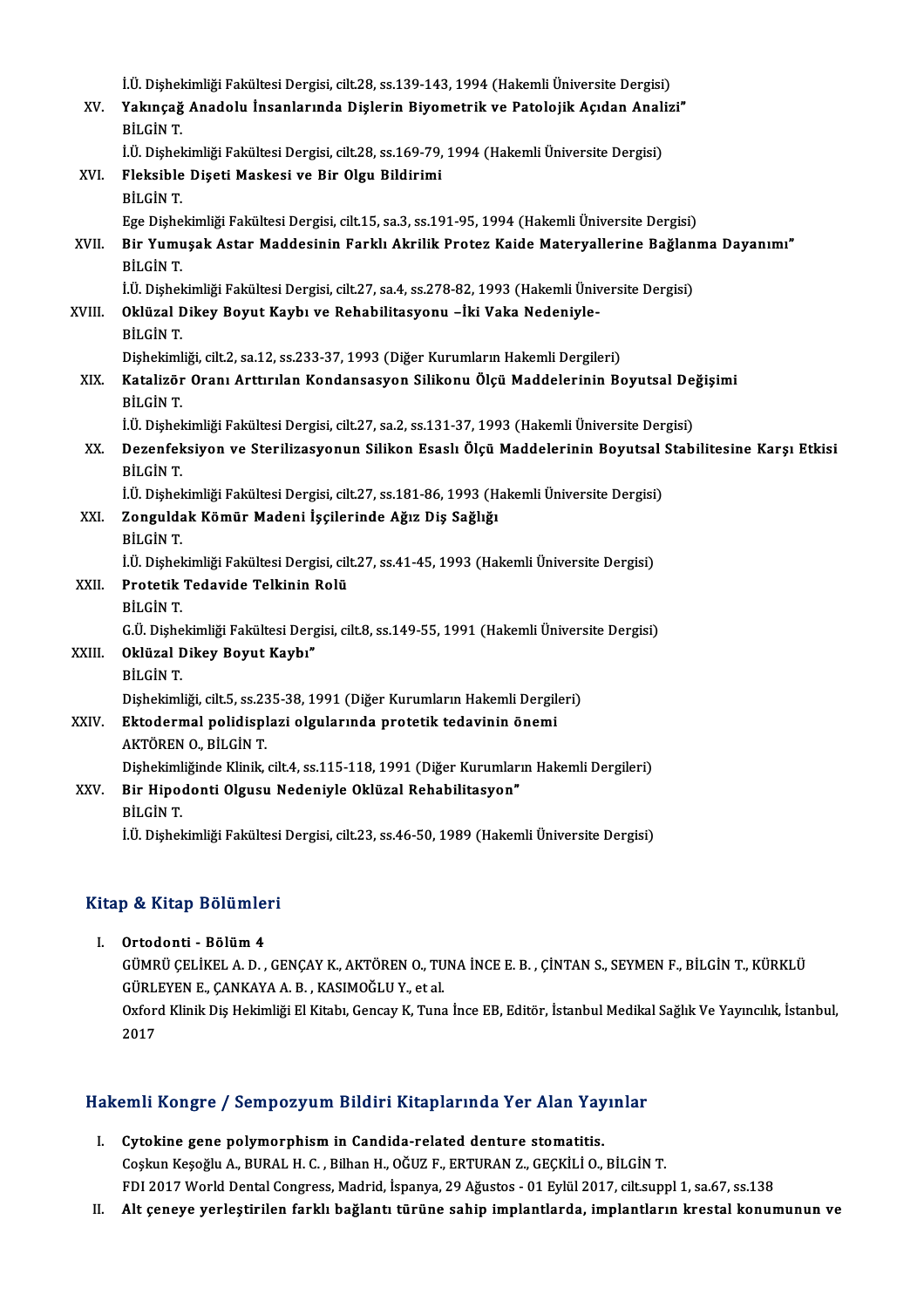İ.Ü. Dişhekimliği Fakültesi Dergisi, cilt.28, ss.139-143, 1994 (Hakemli Üniversite Dergisi)

XV. **Yakınçağ Anadolu İnsanlarında Dişlerin Biyometrik ve Patolojik Açıdan Analizi"**
BİLGİN T.
İ.Ü. Dişhekimliği Fakültesi Dergisi, cilt.28, ss.169-79, 1994 (Hakemli Üniversite Dergisi)

XVI. **Fleksible Dişeti Maskesi ve Bir Olgu Bildirimi**
BİLGİN T.
Ege Dişhekimliği Fakültesi Dergisi, cilt.15, sa.3, ss.191-95, 1994 (Hakemli Üniversite Dergisi)

XVII. **Bir Yumuşak Astar Maddesinin Farklı Akrilik Protez Kaide Materyallerine Bağlanma Dayanımı"**
BİLGİN T.
İ.Ü. Dişhekimliği Fakültesi Dergisi, cilt.27, sa.4, ss.278-82, 1993 (Hakemli Üniversite Dergisi)

XVIII. **Oklüzal Dikey Boyut Kaybı ve Rehabilitasyonu –İki Vaka Nedeniyle-**
BİLGİN T.
Dişhekimliği, cilt.2, sa.12, ss.233-37, 1993 (Diğer Kurumların Hakemli Dergileri)

XIX. **Katalizör Oranı Arttırılan Kondansasyon Silikonu Ölçü Maddelerinin Boyutsal Değişimi**
BİLGİN T.
İ.Ü. Dişhekimliği Fakültesi Dergisi, cilt.27, sa.2, ss.131-37, 1993 (Hakemli Üniversite Dergisi)

XX. **Dezenfeksiyon ve Sterilizasyonun Silikon Esaslı Ölçü Maddelerinin Boyutsal Stabilitesine Karşı Etkisi**
BİLGİN T.
İ.Ü. Dişhekimliği Fakültesi Dergisi, cilt.27, ss.181-86, 1993 (Hakemli Üniversite Dergisi)

XXI. **Zonguldak Kömür Madeni İşçilerinde Ağız Diş Sağlığı**
BİLGİN T.
İ.Ü. Dişhekimliği Fakültesi Dergisi, cilt.27, ss.41-45, 1993 (Hakemli Üniversite Dergisi)

XXII. **Protetik Tedavide Telkinin Rolü**
BİLGİN T.
G.Ü. Dişhekimliği Fakültesi Dergisi, cilt.8, ss.149-55, 1991 (Hakemli Üniversite Dergisi)

XXIII. **Oklüzal Dikey Boyut Kaybı"**
BİLGİN T.
Dişhekimliği, cilt.5, ss.235-38, 1991 (Diğer Kurumların Hakemli Dergileri)

XXIV. **Ektodermal polidisplazi olgularında protetik tedavinin önemi**
AKTÖREN O., BİLGİN T.
Dişhekimliğinde Klinik, cilt.4, ss.115-118, 1991 (Diğer Kurumların Hakemli Dergileri)

XXV. **Bir Hipodonti Olgusu Nedeniyle Oklüzal Rehabilitasyon"**
BİLGİN T.
İ.Ü. Dişhekimliği Fakültesi Dergisi, cilt.23, ss.46-50, 1989 (Hakemli Üniversite Dergisi)

## Kitap & Kitap Bölümleri

I. **Ortodonti - Bölüm 4**
GÜMRÜ ÇELİKEL A. D. , GENÇAY K., AKTÖREN O., TUNA İNCE E. B. , ÇİNTAN S., SEYMEN F., BİLGİN T., KÜRKLÜ GÜRLEYEN E., ÇANKAYA A. B. , KASIMOĞLU Y., et al.
Oxford Klinik Diş Hekimliği El Kitabı, Gencay K, Tuna İnce EB, Editör, İstanbul Medikal Sağlık Ve Yayıncılık, İstanbul, 2017

## Hakemli Kongre / Sempozyum Bildiri Kitaplarında Yer Alan Yayınlar

I. **Cytokine gene polymorphism in Candida-related denture stomatitis.**
Coşkun Keşoğlu A., BURAL H. C. , Bilhan H., OĞUZ F., ERTURAN Z., GEÇKİLİ O., BİLGİN T.
FDI 2017 World Dental Congress, Madrid, İspanya, 29 Ağustos - 01 Eylül 2017, cilt.suppl 1, sa.67, ss.138

II. **Alt çeneye yerleştirilen farklı bağlantı türüne sahip implantlarda, implantların krestal konumunun ve**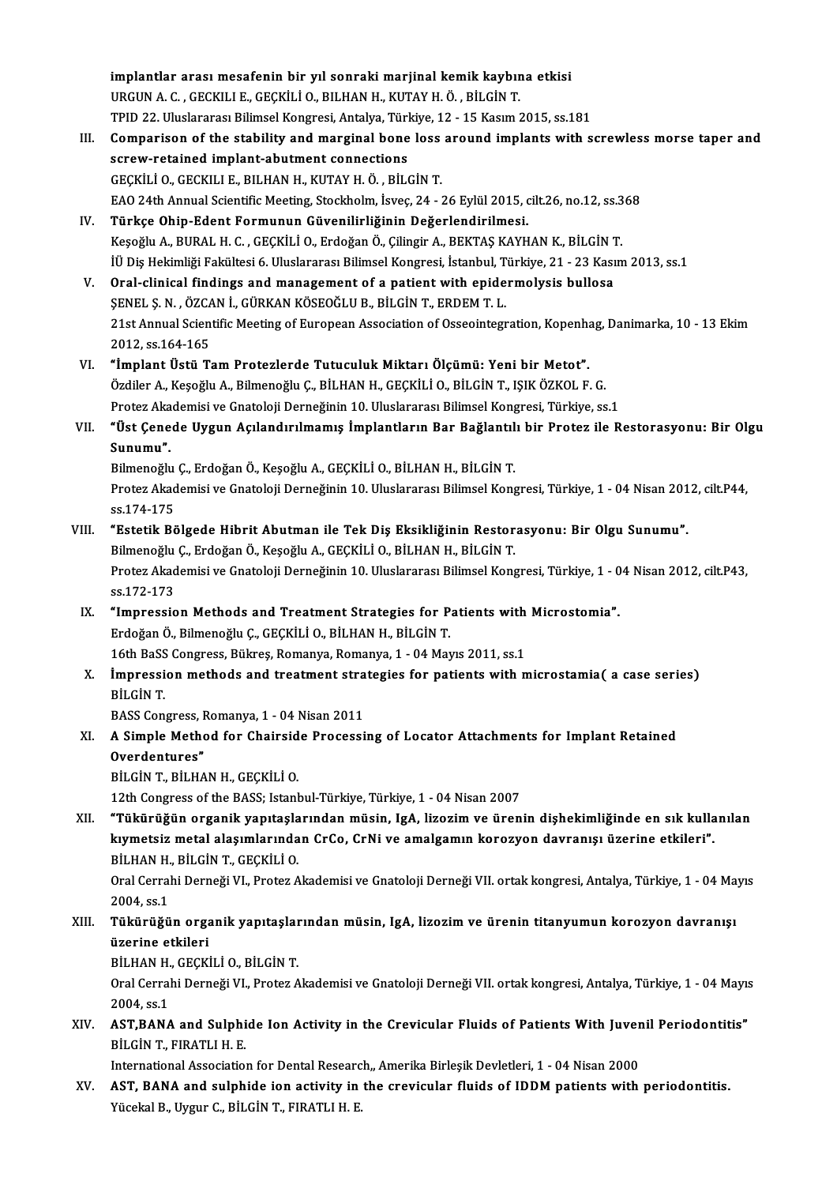implantlar arası mesafenin bir yıl sonraki marjinal kemik kaybına etkisi
URGUN A. C. , GECKILI E., GEÇKİLİ O., BILHAN H., KUTAY H. Ö. , BİLGİN T.
TPID 22. Uluslararası Bilimsel Kongresi, Antalya, Türkiye, 12 - 15 Kasım 2015, ss.181

III. **Comparison of the stability and marginal bone loss around implants with screwless morse taper and screw-retained implant-abutment connections**
GEÇKİLİ O., GECKILI E., BILHAN H., KUTAY H. Ö. , BİLGİN T.
EAO 24th Annual Scientific Meeting, Stockholm, İsveç, 24 - 26 Eylül 2015, cilt.26, no.12, ss.368

IV. **Türkçe Ohip-Edent Formunun Güvenilirliğinin Değerlendirilmesi.**
Keşoğlu A., BURAL H. C. , GEÇKİLİ O., Erdoğan Ö., Çilingir A., BEKTAŞ KAYHAN K., BİLGİN T.
İÜ Diş Hekimliği Fakültesi 6. Uluslararası Bilimsel Kongresi, İstanbul, Türkiye, 21 - 23 Kasım 2013, ss.1

V. **Oral-clinical findings and management of a patient with epidermolysis bullosa**
ŞENEL Ş. N. , ÖZCAN İ., GÜRKAN KÖSEOĞLU B., BİLGİN T., ERDEM T. L.
21st Annual Scientific Meeting of European Association of Osseointegration, Kopenhag, Danimarka, 10 - 13 Ekim 2012, ss.164-165

VI. **"İmplant Üstü Tam Protezlerde Tutuculuk Miktarı Ölçümü: Yeni bir Metot".**
Özdiler A., Keşoğlu A., Bilmenoğlu Ç., BİLHAN H., GEÇKİLİ O., BİLGİN T., IŞIK ÖZKOL F. G.
Protez Akademisi ve Gnatoloji Derneğinin 10. Uluslararası Bilimsel Kongresi, Türkiye, ss.1

VII. **"Üst Çenede Uygun Açılandırılmamış İmplantların Bar Bağlantılı bir Protez ile Restorasyonu: Bir Olgu Sunumu".**
Bilmenoğlu Ç., Erdoğan Ö., Keşoğlu A., GEÇKİLİ O., BİLHAN H., BİLGİN T.
Protez Akademisi ve Gnatoloji Derneğinin 10. Uluslararası Bilimsel Kongresi, Türkiye, 1 - 04 Nisan 2012, cilt.P44, ss.174-175

VIII. **"Estetik Bölgede Hibrit Abutman ile Tek Diş Eksikliğinin Restorasyonu: Bir Olgu Sunumu".**
Bilmenoğlu Ç., Erdoğan Ö., Keşoğlu A., GEÇKİLİ O., BİLHAN H., BİLGİN T.
Protez Akademisi ve Gnatoloji Derneğinin 10. Uluslararası Bilimsel Kongresi, Türkiye, 1 - 04 Nisan 2012, cilt.P43, ss.172-173

IX. **"Impression Methods and Treatment Strategies for Patients with Microstomia".**
Erdoğan Ö., Bilmenoğlu Ç., GEÇKİLİ O., BİLHAN H., BİLGİN T.
16th BaSS Congress, Bükreş, Romanya, Romanya, 1 - 04 Mayıs 2011, ss.1

X. **İmpression methods and treatment strategies for patients with microstamia( a case series)**
BİLGİN T.
BASS Congress, Romanya, 1 - 04 Nisan 2011

XI. **A Simple Method for Chairside Processing of Locator Attachments for Implant Retained Overdentures"**
BİLGİN T., BİLHAN H., GEÇKİLİ O.
12th Congress of the BASS; Istanbul-Türkiye, Türkiye, 1 - 04 Nisan 2007

XII. **"Tükürüğün organik yapıtaşlarından müsin, IgA, lizozim ve ürenin dişhekimliğinde en sık kullanılan kıymetsiz metal alaşımlarından CrCo, CrNi ve amalgamın korozyon davranışı üzerine etkileri".**
BİLHAN H., BİLGİN T., GEÇKİLİ O.
Oral Cerrahi Derneği VI., Protez Akademisi ve Gnatoloji Derneği VII. ortak kongresi, Antalya, Türkiye, 1 - 04 Mayıs 2004, ss.1

XIII. **Tükürüğün organik yapıtaşlarından müsin, IgA, lizozim ve ürenin titanyumun korozyon davranışı üzerine etkileri**
BİLHAN H., GEÇKİLİ O., BİLGİN T.
Oral Cerrahi Derneği VI., Protez Akademisi ve Gnatoloji Derneği VII. ortak kongresi, Antalya, Türkiye, 1 - 04 Mayıs 2004, ss.1

XIV. **AST,BANA and Sulphide Ion Activity in the Crevicular Fluids of Patients With Juvenil Periodontitis"**
BİLGİN T., FIRATLI H. E.
International Association for Dental Research,, Amerika Birleşik Devletleri, 1 - 04 Nisan 2000

XV. **AST, BANA and sulphide ion activity in the crevicular fluids of IDDM patients with periodontitis.**
Yücekal B., Uygur C., BİLGİN T., FIRATLI H. E.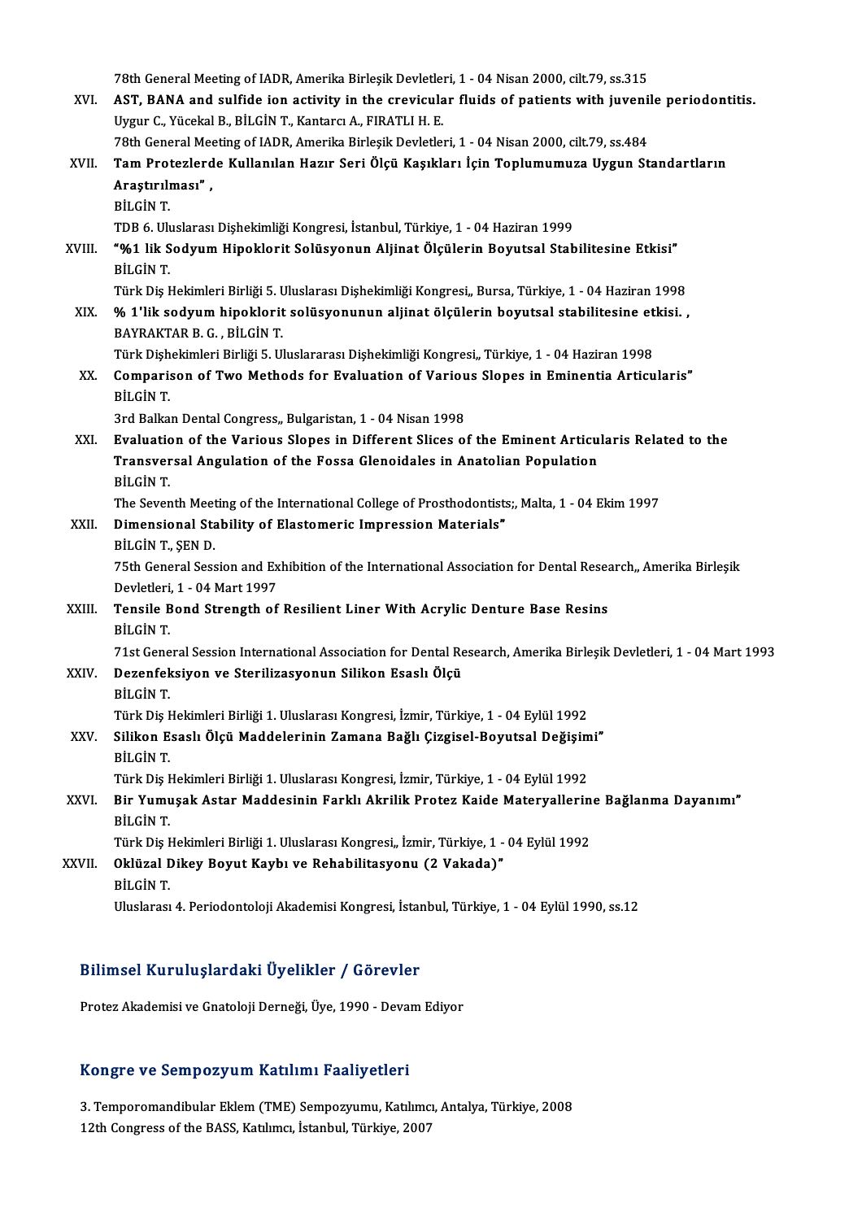78th General Meeting of IADR, Amerika Birleşik Devletleri, 1 - 04 Nisan 2000, cilt.79, ss.315

XVI. **AST, BANA and sulfide ion activity in the crevicular fluids of patients with juvenile periodontitis.**
Uygur C., Yücekal B., BİLGİN T., Kantarcı A., FIRATLI H. E.
78th General Meeting of IADR, Amerika Birleşik Devletleri, 1 - 04 Nisan 2000, cilt.79, ss.484

XVII. **Tam Protezlerde Kullanılan Hazır Seri Ölçü Kaşıkları İçin Toplumumuza Uygun Standartların Araştırılması" ,**
BİLGİN T.
TDB 6. Uluslarası Dişhekimliği Kongresi, İstanbul, Türkiye, 1 - 04 Haziran 1999

XVIII. **"%1 lik Sodyum Hipoklorit Solüsyonun Aljinat Ölçülerin Boyutsal Stabilitesine Etkisi"**
BİLGİN T.
Türk Diş Hekimleri Birliği 5. Uluslarası Dişhekimliği Kongresi,, Bursa, Türkiye, 1 - 04 Haziran 1998

XIX. **% 1'lik sodyum hipoklorit solüsyonunun aljinat ölçülerin boyutsal stabilitesine etkisi. ,**
BAYRAKTAR B. G. , BİLGİN T.
Türk Dişhekimleri Birliği 5. Uluslararası Dişhekimliği Kongresi,, Türkiye, 1 - 04 Haziran 1998

XX. **Comparison of Two Methods for Evaluation of Various Slopes in Eminentia Articularis"**
BİLGİN T.
3rd Balkan Dental Congress,, Bulgaristan, 1 - 04 Nisan 1998

XXI. **Evaluation of the Various Slopes in Different Slices of the Eminent Articularis Related to the Transversal Angulation of the Fossa Glenoidales in Anatolian Population**
BİLGİN T.
The Seventh Meeting of the International College of Prosthodontists;, Malta, 1 - 04 Ekim 1997

XXII. **Dimensional Stability of Elastomeric Impression Materials"**
BİLGİN T., ŞEN D.
75th General Session and Exhibition of the International Association for Dental Research,, Amerika Birleşik Devletleri, 1 - 04 Mart 1997

XXIII. **Tensile Bond Strength of Resilient Liner With Acrylic Denture Base Resins**
BİLGİN T.
71st General Session International Association for Dental Research, Amerika Birleşik Devletleri, 1 - 04 Mart 1993

XXIV. **Dezenfeksiyon ve Sterilizasyonun Silikon Esaslı Ölçü**
BİLGİN T.
Türk Diş Hekimleri Birliği 1. Uluslarası Kongresi, İzmir, Türkiye, 1 - 04 Eylül 1992

XXV. **Silikon Esaslı Ölçü Maddelerinin Zamana Bağlı Çizgisel-Boyutsal Değişimi"**
BİLGİN T.
Türk Diş Hekimleri Birliği 1. Uluslarası Kongresi, İzmir, Türkiye, 1 - 04 Eylül 1992

XXVI. **Bir Yumuşak Astar Maddesinin Farklı Akrilik Protez Kaide Materyallerine Bağlanma Dayanımı"**
BİLGİN T.
Türk Diş Hekimleri Birliği 1. Uluslarası Kongresi,, İzmir, Türkiye, 1 - 04 Eylül 1992

XXVII. **Oklüzal Dikey Boyut Kaybı ve Rehabilitasyonu (2 Vakada)"**
BİLGİN T.
Uluslarası 4. Periodontoloji Akademisi Kongresi, İstanbul, Türkiye, 1 - 04 Eylül 1990, ss.12

## Bilimsel Kuruluşlardaki Üyelikler / Görevler

Protez Akademisi ve Gnatoloji Derneği, Üye, 1990 - Devam Ediyor

## Kongre ve Sempozyum Katılımı Faaliyetleri

3. Temporomandibular Eklem (TME) Sempozyumu, Katılımcı, Antalya, Türkiye, 2008
12th Congress of the BASS, Katılımcı, İstanbul, Türkiye, 2007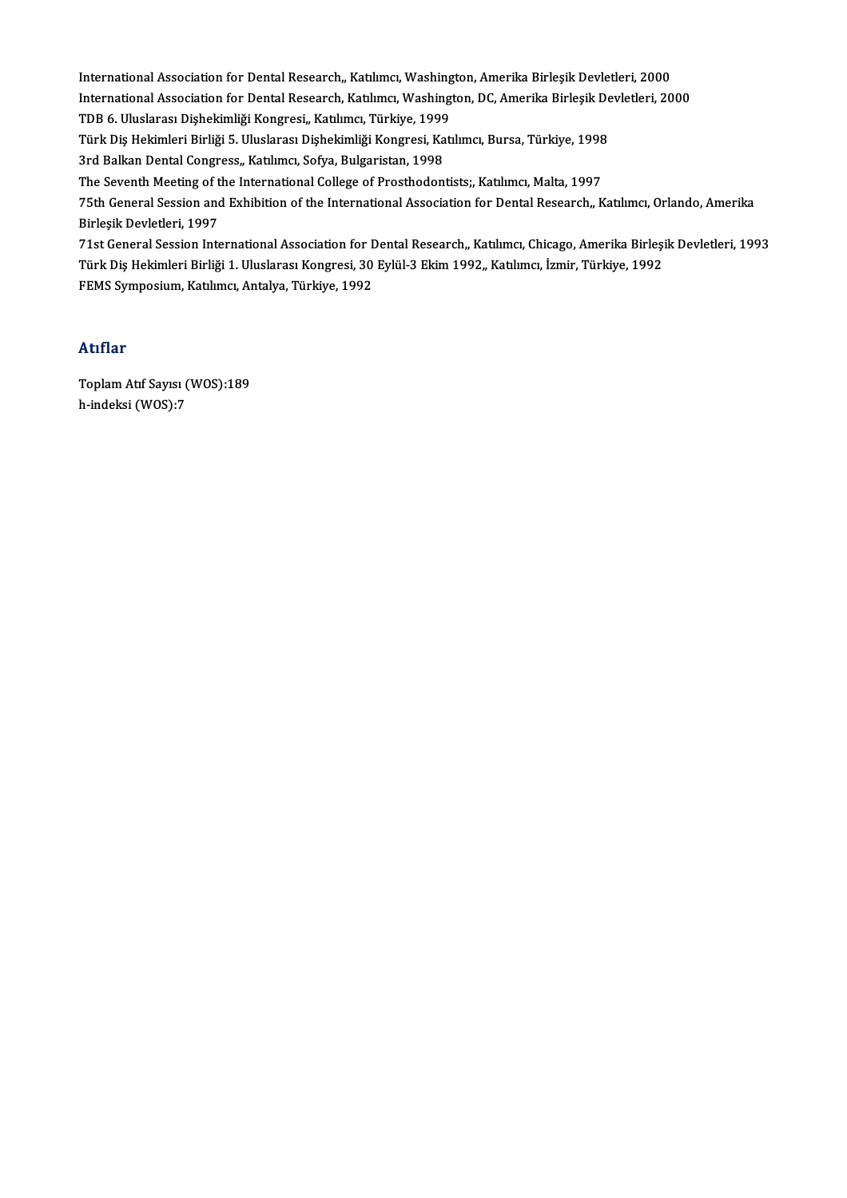International Association for Dental Research,, Katılımcı, Washington, Amerika Birleşik Devletleri, 2000
International Association for Dental Research, Katılımcı, Washington, DC, Amerika Birleşik Devletleri, 2000
TDB 6. Uluslarası Dişhekimliği Kongresi,, Katılımcı, Türkiye, 1999
Türk Diş Hekimleri Birliği 5. Uluslarası Dişhekimliği Kongresi, Katılımcı, Bursa, Türkiye, 1998
3rd Balkan Dental Congress,, Katılımcı, Sofya, Bulgaristan, 1998
The Seventh Meeting of the International College of Prosthodontists;, Katılımcı, Malta, 1997
75th General Session and Exhibition of the International Association for Dental Research,, Katılımcı, Orlando, Amerika Birleşik Devletleri, 1997
71st General Session International Association for Dental Research,, Katılımcı, Chicago, Amerika Birleşik Devletleri, 1993
Türk Diş Hekimleri Birliği 1. Uluslarası Kongresi, 30 Eylül-3 Ekim 1992,, Katılımcı, İzmir, Türkiye, 1992
FEMS Symposium, Katılımcı, Antalya, Türkiye, 1992

## Atıflar

Toplam Atıf Sayısı (WOS):189
h-indeksi (WOS):7